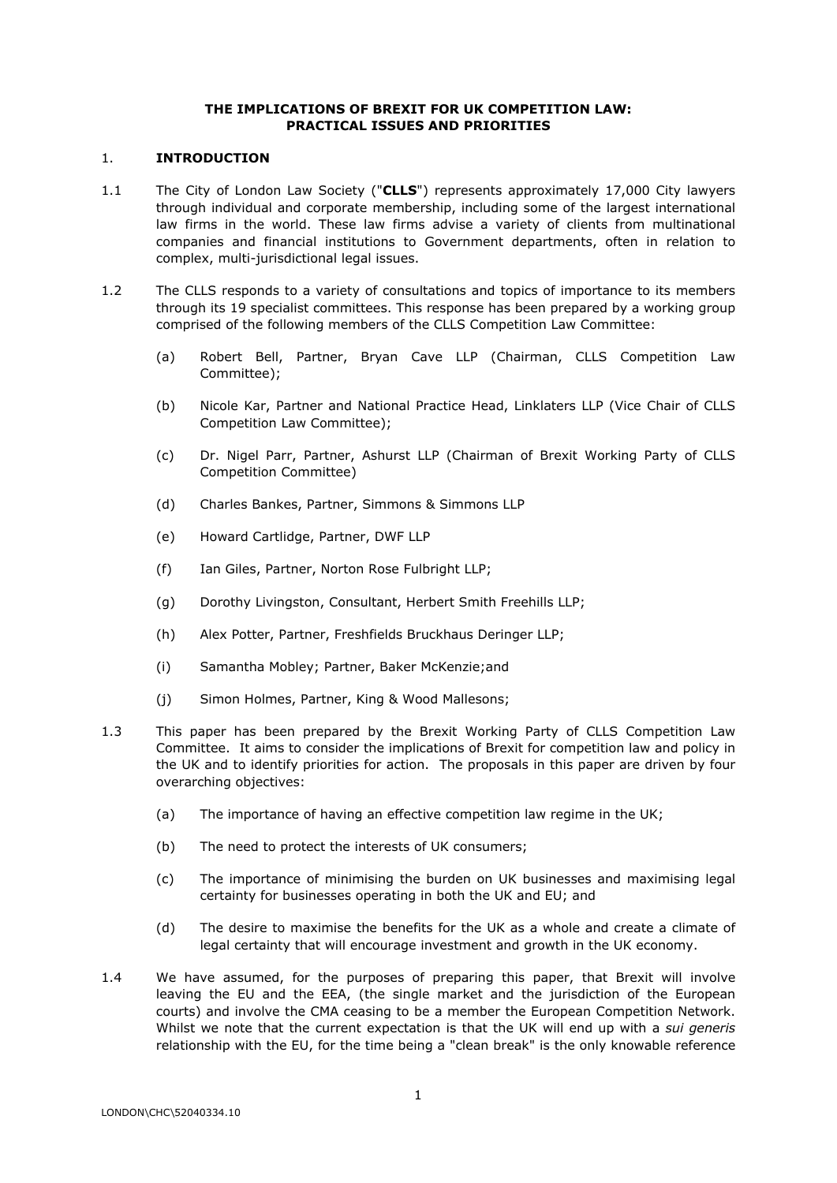**THE IMPLICATIONS OF BREXIT FOR UK COMPETITION LAW: PRACTICAL ISSUES AND PRIORITIES**

## 1. INTRODUCTION

1.1 The City of London Law Society ("**CLLS**") represents approximately 17,000 City lawyers through individual and corporate membership, including some of the largest international law firms in the world. These law firms advise a variety of clients from multinational companies and financial institutions to Government departments, often in relation to complex, multi-jurisdictional legal issues.

1.2 The CLLS responds to a variety of consultations and topics of importance to its members through its 19 specialist committees. This response has been prepared by a working group comprised of the following members of the CLLS Competition Law Committee:

(a) Robert Bell, Partner, Bryan Cave LLP (Chairman, CLLS Competition Law Committee);

(b) Nicole Kar, Partner and National Practice Head, Linklaters LLP (Vice Chair of CLLS Competition Law Committee);

(c) Dr. Nigel Parr, Partner, Ashurst LLP (Chairman of Brexit Working Party of CLLS Competition Committee)

(d) Charles Bankes, Partner, Simmons & Simmons LLP

(e) Howard Cartlidge, Partner, DWF LLP

(f) Ian Giles, Partner, Norton Rose Fulbright LLP;

(g) Dorothy Livingston, Consultant, Herbert Smith Freehills LLP;

(h) Alex Potter, Partner, Freshfields Bruckhaus Deringer LLP;

(i) Samantha Mobley; Partner, Baker McKenzie;and

(j) Simon Holmes, Partner, King & Wood Mallesons;

1.3 This paper has been prepared by the Brexit Working Party of CLLS Competition Law Committee. It aims to consider the implications of Brexit for competition law and policy in the UK and to identify priorities for action. The proposals in this paper are driven by four overarching objectives:

(a) The importance of having an effective competition law regime in the UK;

(b) The need to protect the interests of UK consumers;

(c) The importance of minimising the burden on UK businesses and maximising legal certainty for businesses operating in both the UK and EU; and

(d) The desire to maximise the benefits for the UK as a whole and create a climate of legal certainty that will encourage investment and growth in the UK economy.

1.4 We have assumed, for the purposes of preparing this paper, that Brexit will involve leaving the EU and the EEA, (the single market and the jurisdiction of the European courts) and involve the CMA ceasing to be a member the European Competition Network. Whilst we note that the current expectation is that the UK will end up with a *sui generis* relationship with the EU, for the time being a "clean break" is the only knowable reference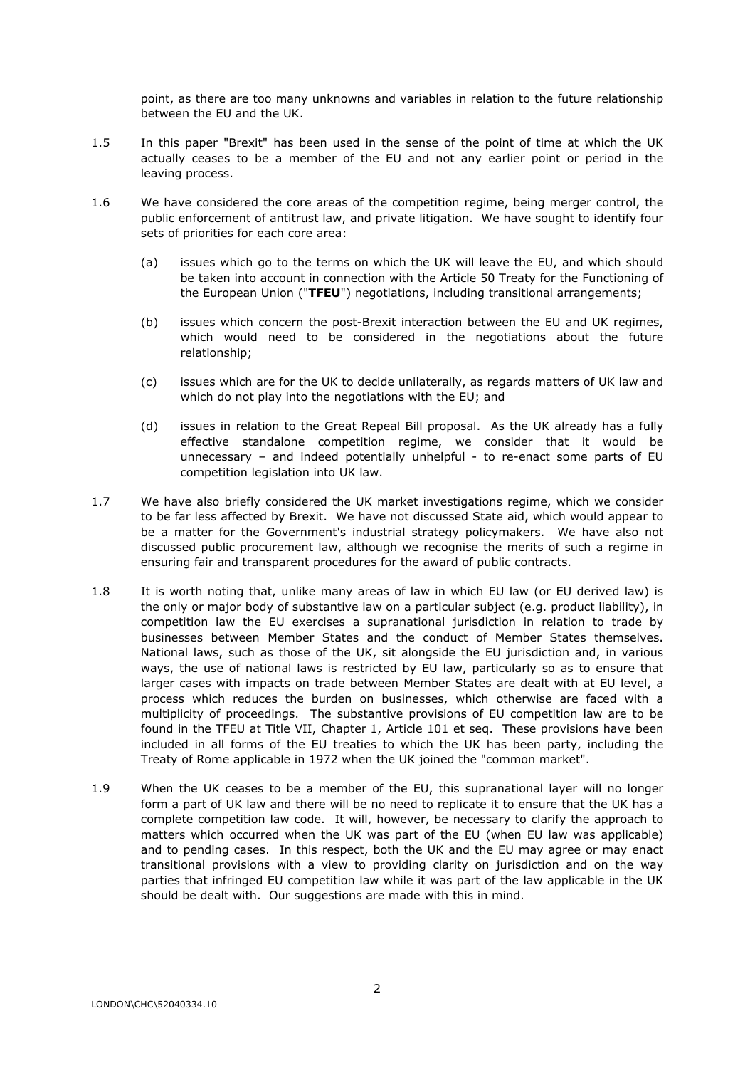point, as there are too many unknowns and variables in relation to the future relationship between the EU and the UK.

1.5 In this paper "Brexit" has been used in the sense of the point of time at which the UK actually ceases to be a member of the EU and not any earlier point or period in the leaving process.

1.6 We have considered the core areas of the competition regime, being merger control, the public enforcement of antitrust law, and private litigation. We have sought to identify four sets of priorities for each core area:

(a) issues which go to the terms on which the UK will leave the EU, and which should be taken into account in connection with the Article 50 Treaty for the Functioning of the European Union ("**TFEU**") negotiations, including transitional arrangements;

(b) issues which concern the post-Brexit interaction between the EU and UK regimes, which would need to be considered in the negotiations about the future relationship;

(c) issues which are for the UK to decide unilaterally, as regards matters of UK law and which do not play into the negotiations with the EU; and

(d) issues in relation to the Great Repeal Bill proposal. As the UK already has a fully effective standalone competition regime, we consider that it would be unnecessary – and indeed potentially unhelpful - to re-enact some parts of EU competition legislation into UK law.

1.7 We have also briefly considered the UK market investigations regime, which we consider to be far less affected by Brexit. We have not discussed State aid, which would appear to be a matter for the Government's industrial strategy policymakers. We have also not discussed public procurement law, although we recognise the merits of such a regime in ensuring fair and transparent procedures for the award of public contracts.

1.8 It is worth noting that, unlike many areas of law in which EU law (or EU derived law) is the only or major body of substantive law on a particular subject (e.g. product liability), in competition law the EU exercises a supranational jurisdiction in relation to trade by businesses between Member States and the conduct of Member States themselves. National laws, such as those of the UK, sit alongside the EU jurisdiction and, in various ways, the use of national laws is restricted by EU law, particularly so as to ensure that larger cases with impacts on trade between Member States are dealt with at EU level, a process which reduces the burden on businesses, which otherwise are faced with a multiplicity of proceedings. The substantive provisions of EU competition law are to be found in the TFEU at Title VII, Chapter 1, Article 101 et seq. These provisions have been included in all forms of the EU treaties to which the UK has been party, including the Treaty of Rome applicable in 1972 when the UK joined the "common market".

1.9 When the UK ceases to be a member of the EU, this supranational layer will no longer form a part of UK law and there will be no need to replicate it to ensure that the UK has a complete competition law code. It will, however, be necessary to clarify the approach to matters which occurred when the UK was part of the EU (when EU law was applicable) and to pending cases. In this respect, both the UK and the EU may agree or may enact transitional provisions with a view to providing clarity on jurisdiction and on the way parties that infringed EU competition law while it was part of the law applicable in the UK should be dealt with. Our suggestions are made with this in mind.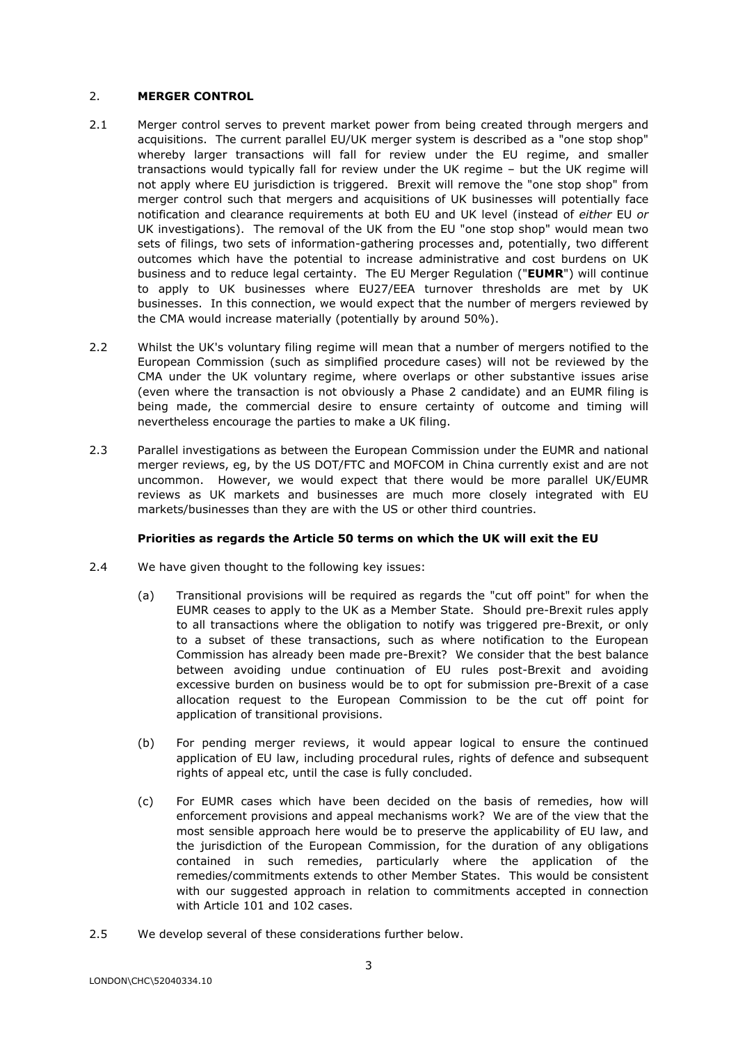## 2. MERGER CONTROL

2.1 Merger control serves to prevent market power from being created through mergers and acquisitions. The current parallel EU/UK merger system is described as a "one stop shop" whereby larger transactions will fall for review under the EU regime, and smaller transactions would typically fall for review under the UK regime – but the UK regime will not apply where EU jurisdiction is triggered. Brexit will remove the "one stop shop" from merger control such that mergers and acquisitions of UK businesses will potentially face notification and clearance requirements at both EU and UK level (instead of *either* EU *or* UK investigations). The removal of the UK from the EU "one stop shop" would mean two sets of filings, two sets of information-gathering processes and, potentially, two different outcomes which have the potential to increase administrative and cost burdens on UK business and to reduce legal certainty. The EU Merger Regulation ("**EUMR**") will continue to apply to UK businesses where EU27/EEA turnover thresholds are met by UK businesses. In this connection, we would expect that the number of mergers reviewed by the CMA would increase materially (potentially by around 50%).

2.2 Whilst the UK's voluntary filing regime will mean that a number of mergers notified to the European Commission (such as simplified procedure cases) will not be reviewed by the CMA under the UK voluntary regime, where overlaps or other substantive issues arise (even where the transaction is not obviously a Phase 2 candidate) and an EUMR filing is being made, the commercial desire to ensure certainty of outcome and timing will nevertheless encourage the parties to make a UK filing.

2.3 Parallel investigations as between the European Commission under the EUMR and national merger reviews, eg, by the US DOT/FTC and MOFCOM in China currently exist and are not uncommon. However, we would expect that there would be more parallel UK/EUMR reviews as UK markets and businesses are much more closely integrated with EU markets/businesses than they are with the US or other third countries.

### Priorities as regards the Article 50 terms on which the UK will exit the EU

2.4 We have given thought to the following key issues:

(a) Transitional provisions will be required as regards the "cut off point" for when the EUMR ceases to apply to the UK as a Member State. Should pre-Brexit rules apply to all transactions where the obligation to notify was triggered pre-Brexit, or only to a subset of these transactions, such as where notification to the European Commission has already been made pre-Brexit? We consider that the best balance between avoiding undue continuation of EU rules post-Brexit and avoiding excessive burden on business would be to opt for submission pre-Brexit of a case allocation request to the European Commission to be the cut off point for application of transitional provisions.

(b) For pending merger reviews, it would appear logical to ensure the continued application of EU law, including procedural rules, rights of defence and subsequent rights of appeal etc, until the case is fully concluded.

(c) For EUMR cases which have been decided on the basis of remedies, how will enforcement provisions and appeal mechanisms work? We are of the view that the most sensible approach here would be to preserve the applicability of EU law, and the jurisdiction of the European Commission, for the duration of any obligations contained in such remedies, particularly where the application of the remedies/commitments extends to other Member States. This would be consistent with our suggested approach in relation to commitments accepted in connection with Article 101 and 102 cases.

2.5 We develop several of these considerations further below.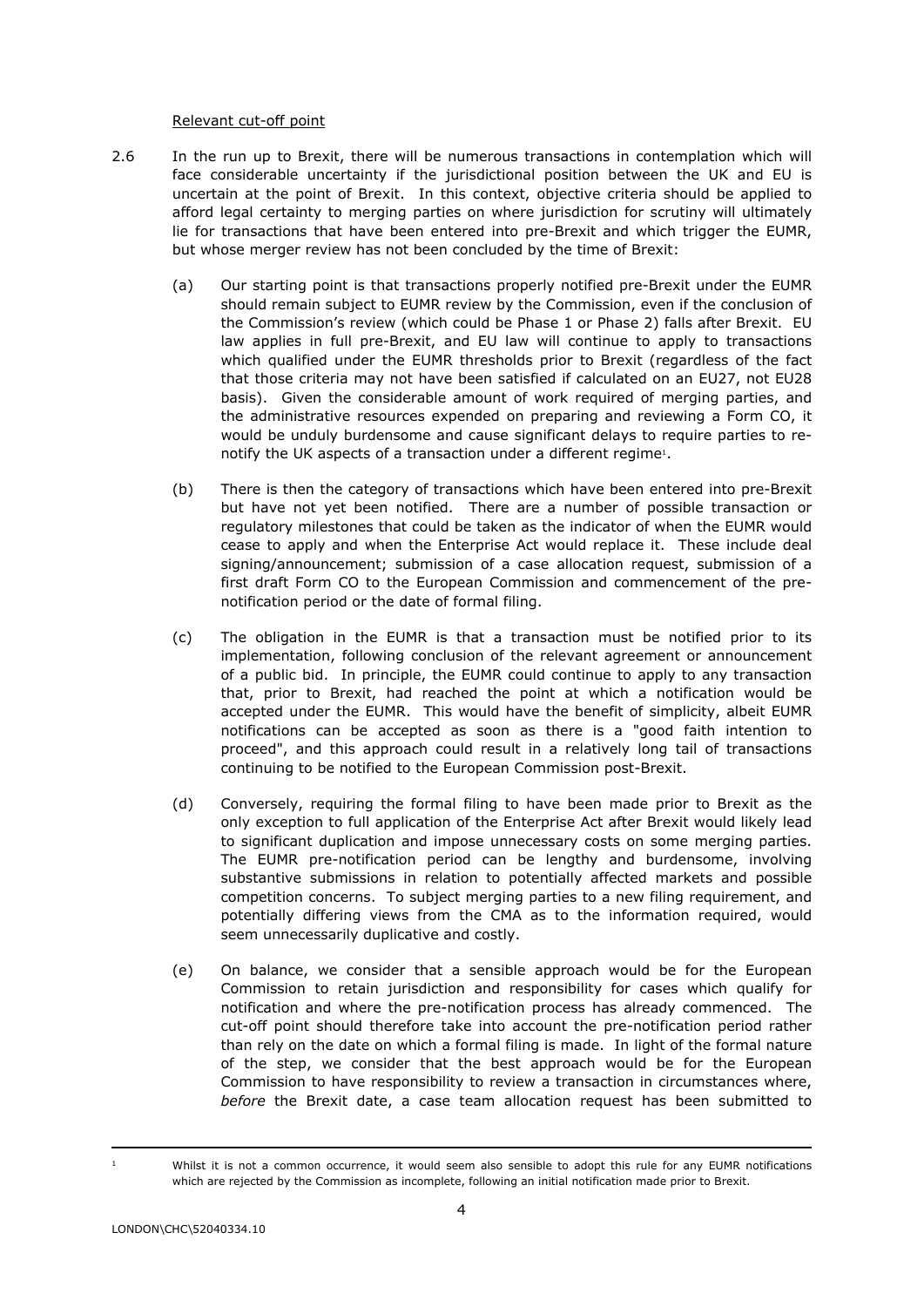Relevant cut-off point

2.6 In the run up to Brexit, there will be numerous transactions in contemplation which will face considerable uncertainty if the jurisdictional position between the UK and EU is uncertain at the point of Brexit. In this context, objective criteria should be applied to afford legal certainty to merging parties on where jurisdiction for scrutiny will ultimately lie for transactions that have been entered into pre-Brexit and which trigger the EUMR, but whose merger review has not been concluded by the time of Brexit:

(a) Our starting point is that transactions properly notified pre-Brexit under the EUMR should remain subject to EUMR review by the Commission, even if the conclusion of the Commission's review (which could be Phase 1 or Phase 2) falls after Brexit. EU law applies in full pre-Brexit, and EU law will continue to apply to transactions which qualified under the EUMR thresholds prior to Brexit (regardless of the fact that those criteria may not have been satisfied if calculated on an EU27, not EU28 basis). Given the considerable amount of work required of merging parties, and the administrative resources expended on preparing and reviewing a Form CO, it would be unduly burdensome and cause significant delays to require parties to re-notify the UK aspects of a transaction under a different regime[1].

(b) There is then the category of transactions which have been entered into pre-Brexit but have not yet been notified. There are a number of possible transaction or regulatory milestones that could be taken as the indicator of when the EUMR would cease to apply and when the Enterprise Act would replace it. These include deal signing/announcement; submission of a case allocation request, submission of a first draft Form CO to the European Commission and commencement of the pre-notification period or the date of formal filing.

(c) The obligation in the EUMR is that a transaction must be notified prior to its implementation, following conclusion of the relevant agreement or announcement of a public bid. In principle, the EUMR could continue to apply to any transaction that, prior to Brexit, had reached the point at which a notification would be accepted under the EUMR. This would have the benefit of simplicity, albeit EUMR notifications can be accepted as soon as there is a "good faith intention to proceed", and this approach could result in a relatively long tail of transactions continuing to be notified to the European Commission post-Brexit.

(d) Conversely, requiring the formal filing to have been made prior to Brexit as the only exception to full application of the Enterprise Act after Brexit would likely lead to significant duplication and impose unnecessary costs on some merging parties. The EUMR pre-notification period can be lengthy and burdensome, involving substantive submissions in relation to potentially affected markets and possible competition concerns. To subject merging parties to a new filing requirement, and potentially differing views from the CMA as to the information required, would seem unnecessarily duplicative and costly.

(e) On balance, we consider that a sensible approach would be for the European Commission to retain jurisdiction and responsibility for cases which qualify for notification and where the pre-notification process has already commenced. The cut-off point should therefore take into account the pre-notification period rather than rely on the date on which a formal filing is made. In light of the formal nature of the step, we consider that the best approach would be for the European Commission to have responsibility to review a transaction in circumstances where, *before* the Brexit date, a case team allocation request has been submitted to

[1] Whilst it is not a common occurrence, it would seem also sensible to adopt this rule for any EUMR notifications which are rejected by the Commission as incomplete, following an initial notification made prior to Brexit.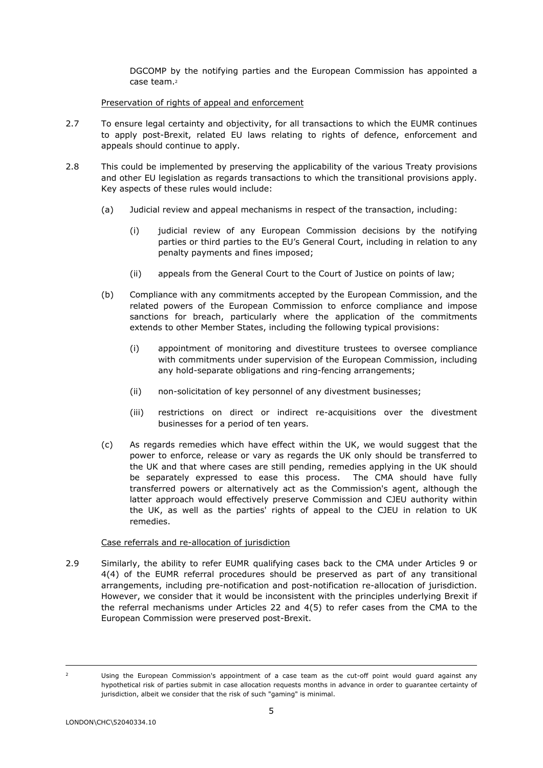DGCOMP by the notifying parties and the European Commission has appointed a case team.[2]

Preservation of rights of appeal and enforcement

2.7 To ensure legal certainty and objectivity, for all transactions to which the EUMR continues to apply post-Brexit, related EU laws relating to rights of defence, enforcement and appeals should continue to apply.

2.8 This could be implemented by preserving the applicability of the various Treaty provisions and other EU legislation as regards transactions to which the transitional provisions apply. Key aspects of these rules would include:

(a) Judicial review and appeal mechanisms in respect of the transaction, including:

(i) judicial review of any European Commission decisions by the notifying parties or third parties to the EU's General Court, including in relation to any penalty payments and fines imposed;

(ii) appeals from the General Court to the Court of Justice on points of law;

(b) Compliance with any commitments accepted by the European Commission, and the related powers of the European Commission to enforce compliance and impose sanctions for breach, particularly where the application of the commitments extends to other Member States, including the following typical provisions:

(i) appointment of monitoring and divestiture trustees to oversee compliance with commitments under supervision of the European Commission, including any hold-separate obligations and ring-fencing arrangements;

(ii) non-solicitation of key personnel of any divestment businesses;

(iii) restrictions on direct or indirect re-acquisitions over the divestment businesses for a period of ten years.

(c) As regards remedies which have effect within the UK, we would suggest that the power to enforce, release or vary as regards the UK only should be transferred to the UK and that where cases are still pending, remedies applying in the UK should be separately expressed to ease this process. The CMA should have fully transferred powers or alternatively act as the Commission's agent, although the latter approach would effectively preserve Commission and CJEU authority within the UK, as well as the parties' rights of appeal to the CJEU in relation to UK remedies.

Case referrals and re-allocation of jurisdiction

2.9 Similarly, the ability to refer EUMR qualifying cases back to the CMA under Articles 9 or 4(4) of the EUMR referral procedures should be preserved as part of any transitional arrangements, including pre-notification and post-notification re-allocation of jurisdiction. However, we consider that it would be inconsistent with the principles underlying Brexit if the referral mechanisms under Articles 22 and 4(5) to refer cases from the CMA to the European Commission were preserved post-Brexit.

[2] Using the European Commission's appointment of a case team as the cut-off point would guard against any hypothetical risk of parties submit in case allocation requests months in advance in order to guarantee certainty of jurisdiction, albeit we consider that the risk of such "gaming" is minimal.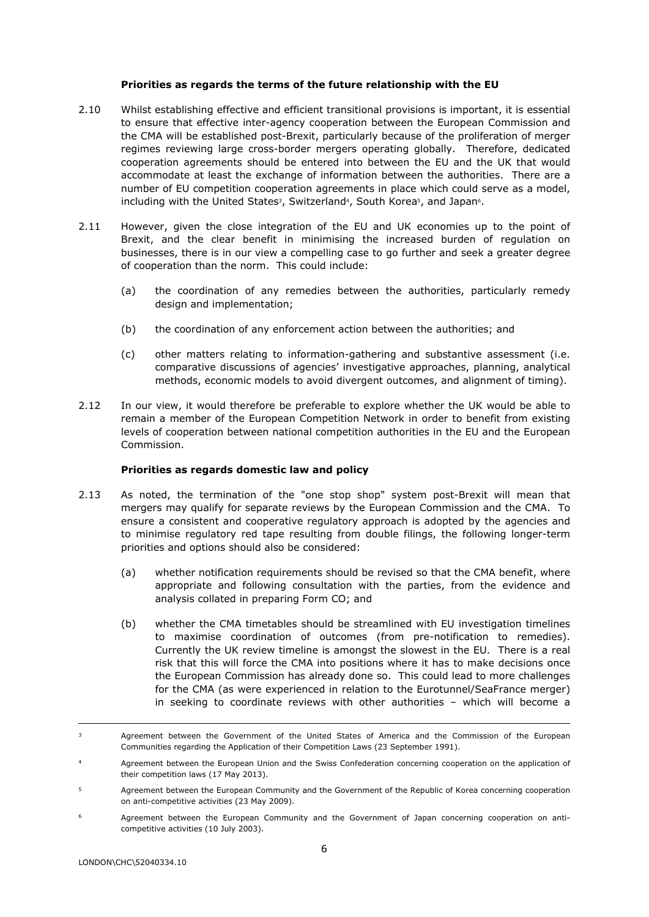**Priorities as regards the terms of the future relationship with the EU**

2.10 Whilst establishing effective and efficient transitional provisions is important, it is essential to ensure that effective inter-agency cooperation between the European Commission and the CMA will be established post-Brexit, particularly because of the proliferation of merger regimes reviewing large cross-border mergers operating globally. Therefore, dedicated cooperation agreements should be entered into between the EU and the UK that would accommodate at least the exchange of information between the authorities. There are a number of EU competition cooperation agreements in place which could serve as a model, including with the United States[3], Switzerland[4], South Korea[5], and Japan[6].

2.11 However, given the close integration of the EU and UK economies up to the point of Brexit, and the clear benefit in minimising the increased burden of regulation on businesses, there is in our view a compelling case to go further and seek a greater degree of cooperation than the norm. This could include:

(a) the coordination of any remedies between the authorities, particularly remedy design and implementation;

(b) the coordination of any enforcement action between the authorities; and

(c) other matters relating to information-gathering and substantive assessment (i.e. comparative discussions of agencies' investigative approaches, planning, analytical methods, economic models to avoid divergent outcomes, and alignment of timing).

2.12 In our view, it would therefore be preferable to explore whether the UK would be able to remain a member of the European Competition Network in order to benefit from existing levels of cooperation between national competition authorities in the EU and the European Commission.

**Priorities as regards domestic law and policy**

2.13 As noted, the termination of the "one stop shop" system post-Brexit will mean that mergers may qualify for separate reviews by the European Commission and the CMA. To ensure a consistent and cooperative regulatory approach is adopted by the agencies and to minimise regulatory red tape resulting from double filings, the following longer-term priorities and options should also be considered:

(a) whether notification requirements should be revised so that the CMA benefit, where appropriate and following consultation with the parties, from the evidence and analysis collated in preparing Form CO; and

(b) whether the CMA timetables should be streamlined with EU investigation timelines to maximise coordination of outcomes (from pre-notification to remedies). Currently the UK review timeline is amongst the slowest in the EU. There is a real risk that this will force the CMA into positions where it has to make decisions once the European Commission has already done so. This could lead to more challenges for the CMA (as were experienced in relation to the Eurotunnel/SeaFrance merger) in seeking to coordinate reviews with other authorities – which will become a

---

[3] Agreement between the Government of the United States of America and the Commission of the European Communities regarding the Application of their Competition Laws (23 September 1991).

[4] Agreement between the European Union and the Swiss Confederation concerning cooperation on the application of their competition laws (17 May 2013).

[5] Agreement between the European Community and the Government of the Republic of Korea concerning cooperation on anti-competitive activities (23 May 2009).

[6] Agreement between the European Community and the Government of Japan concerning cooperation on anti-competitive activities (10 July 2003).

LONDON\CHC\52040334.10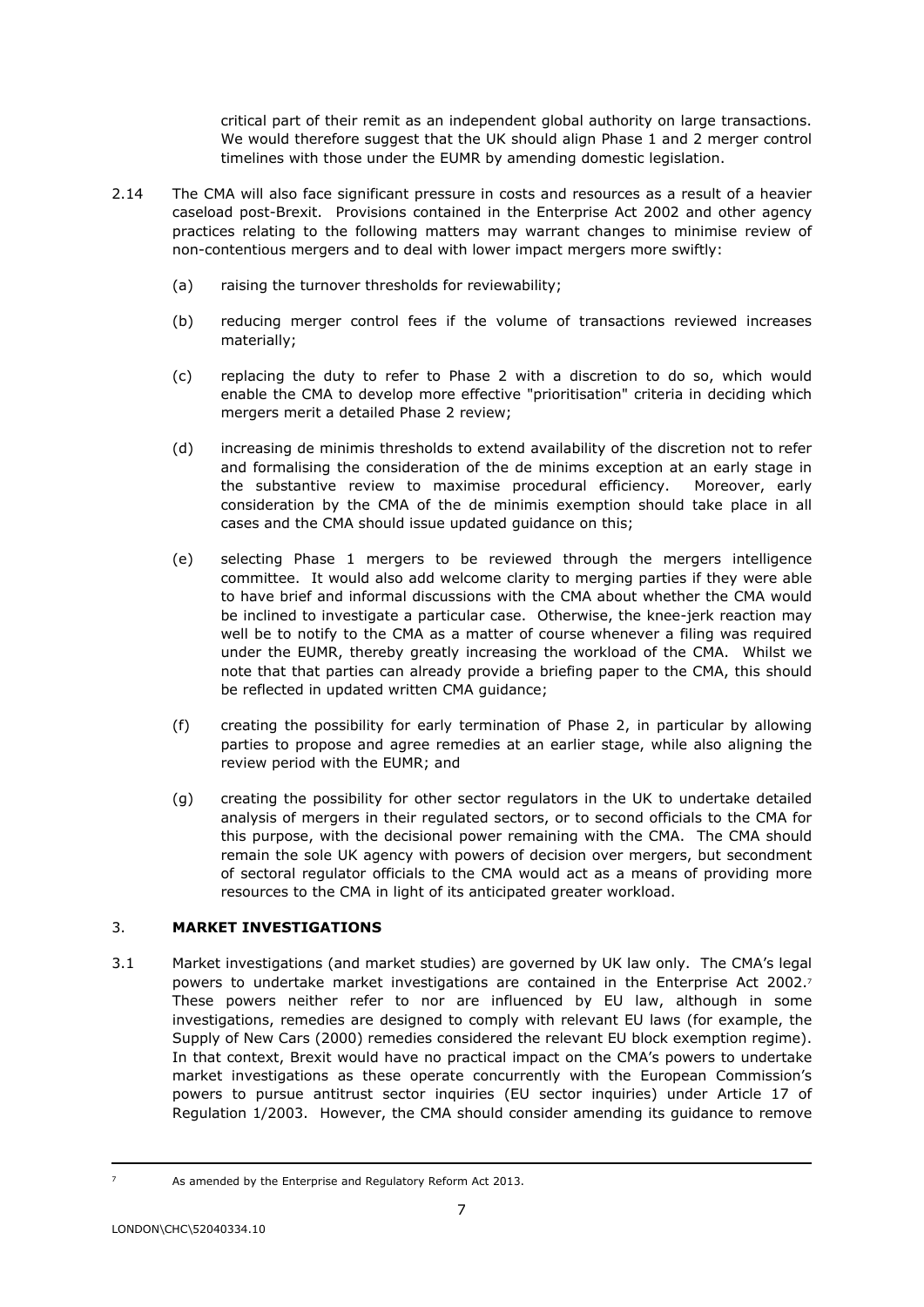critical part of their remit as an independent global authority on large transactions. We would therefore suggest that the UK should align Phase 1 and 2 merger control timelines with those under the EUMR by amending domestic legislation.

2.14 The CMA will also face significant pressure in costs and resources as a result of a heavier caseload post-Brexit. Provisions contained in the Enterprise Act 2002 and other agency practices relating to the following matters may warrant changes to minimise review of non-contentious mergers and to deal with lower impact mergers more swiftly:

(a) raising the turnover thresholds for reviewability;

(b) reducing merger control fees if the volume of transactions reviewed increases materially;

(c) replacing the duty to refer to Phase 2 with a discretion to do so, which would enable the CMA to develop more effective "prioritisation" criteria in deciding which mergers merit a detailed Phase 2 review;

(d) increasing de minimis thresholds to extend availability of the discretion not to refer and formalising the consideration of the de minimis exception at an early stage in the substantive review to maximise procedural efficiency. Moreover, early consideration by the CMA of the de minimis exemption should take place in all cases and the CMA should issue updated guidance on this;

(e) selecting Phase 1 mergers to be reviewed through the mergers intelligence committee. It would also add welcome clarity to merging parties if they were able to have brief and informal discussions with the CMA about whether the CMA would be inclined to investigate a particular case. Otherwise, the knee-jerk reaction may well be to notify to the CMA as a matter of course whenever a filing was required under the EUMR, thereby greatly increasing the workload of the CMA. Whilst we note that that parties can already provide a briefing paper to the CMA, this should be reflected in updated written CMA guidance;

(f) creating the possibility for early termination of Phase 2, in particular by allowing parties to propose and agree remedies at an earlier stage, while also aligning the review period with the EUMR; and

(g) creating the possibility for other sector regulators in the UK to undertake detailed analysis of mergers in their regulated sectors, or to second officials to the CMA for this purpose, with the decisional power remaining with the CMA. The CMA should remain the sole UK agency with powers of decision over mergers, but secondment of sectoral regulator officials to the CMA would act as a means of providing more resources to the CMA in light of its anticipated greater workload.

## 3. MARKET INVESTIGATIONS

3.1 Market investigations (and market studies) are governed by UK law only. The CMA's legal powers to undertake market investigations are contained in the Enterprise Act 2002.[7] These powers neither refer to nor are influenced by EU law, although in some investigations, remedies are designed to comply with relevant EU laws (for example, the Supply of New Cars (2000) remedies considered the relevant EU block exemption regime). In that context, Brexit would have no practical impact on the CMA's powers to undertake market investigations as these operate concurrently with the European Commission's powers to pursue antitrust sector inquiries (EU sector inquiries) under Article 17 of Regulation 1/2003. However, the CMA should consider amending its guidance to remove

[7] As amended by the Enterprise and Regulatory Reform Act 2013.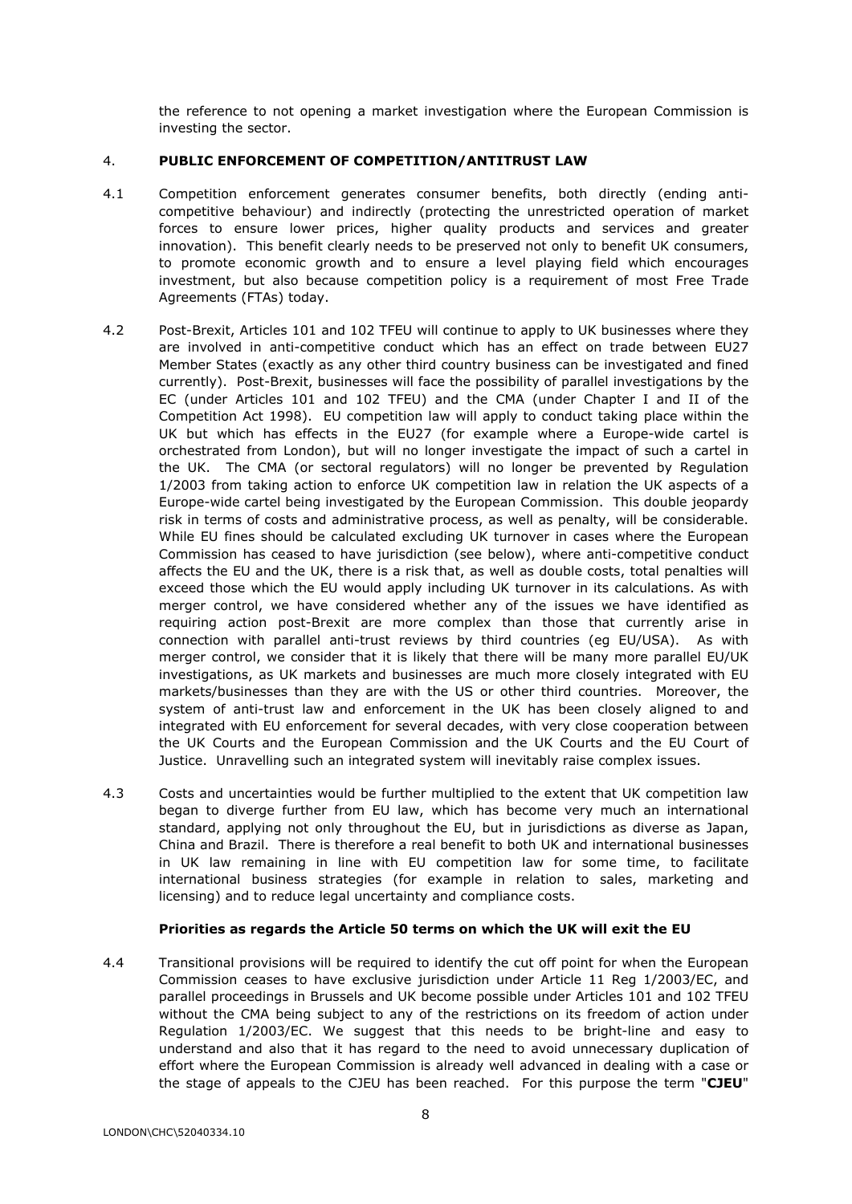the reference to not opening a market investigation where the European Commission is investing the sector.

## 4. PUBLIC ENFORCEMENT OF COMPETITION/ANTITRUST LAW

4.1 Competition enforcement generates consumer benefits, both directly (ending anti-competitive behaviour) and indirectly (protecting the unrestricted operation of market forces to ensure lower prices, higher quality products and services and greater innovation). This benefit clearly needs to be preserved not only to benefit UK consumers, to promote economic growth and to ensure a level playing field which encourages investment, but also because competition policy is a requirement of most Free Trade Agreements (FTAs) today.

4.2 Post-Brexit, Articles 101 and 102 TFEU will continue to apply to UK businesses where they are involved in anti-competitive conduct which has an effect on trade between EU27 Member States (exactly as any other third country business can be investigated and fined currently). Post-Brexit, businesses will face the possibility of parallel investigations by the EC (under Articles 101 and 102 TFEU) and the CMA (under Chapter I and II of the Competition Act 1998). EU competition law will apply to conduct taking place within the UK but which has effects in the EU27 (for example where a Europe-wide cartel is orchestrated from London), but will no longer investigate the impact of such a cartel in the UK. The CMA (or sectoral regulators) will no longer be prevented by Regulation 1/2003 from taking action to enforce UK competition law in relation the UK aspects of a Europe-wide cartel being investigated by the European Commission. This double jeopardy risk in terms of costs and administrative process, as well as penalty, will be considerable. While EU fines should be calculated excluding UK turnover in cases where the European Commission has ceased to have jurisdiction (see below), where anti-competitive conduct affects the EU and the UK, there is a risk that, as well as double costs, total penalties will exceed those which the EU would apply including UK turnover in its calculations. As with merger control, we have considered whether any of the issues we have identified as requiring action post-Brexit are more complex than those that currently arise in connection with parallel anti-trust reviews by third countries (eg EU/USA). As with merger control, we consider that it is likely that there will be many more parallel EU/UK investigations, as UK markets and businesses are much more closely integrated with EU markets/businesses than they are with the US or other third countries. Moreover, the system of anti-trust law and enforcement in the UK has been closely aligned to and integrated with EU enforcement for several decades, with very close cooperation between the UK Courts and the European Commission and the UK Courts and the EU Court of Justice. Unravelling such an integrated system will inevitably raise complex issues.

4.3 Costs and uncertainties would be further multiplied to the extent that UK competition law began to diverge further from EU law, which has become very much an international standard, applying not only throughout the EU, but in jurisdictions as diverse as Japan, China and Brazil. There is therefore a real benefit to both UK and international businesses in UK law remaining in line with EU competition law for some time, to facilitate international business strategies (for example in relation to sales, marketing and licensing) and to reduce legal uncertainty and compliance costs.

### Priorities as regards the Article 50 terms on which the UK will exit the EU

4.4 Transitional provisions will be required to identify the cut off point for when the European Commission ceases to have exclusive jurisdiction under Article 11 Reg 1/2003/EC, and parallel proceedings in Brussels and UK become possible under Articles 101 and 102 TFEU without the CMA being subject to any of the restrictions on its freedom of action under Regulation 1/2003/EC. We suggest that this needs to be bright-line and easy to understand and also that it has regard to the need to avoid unnecessary duplication of effort where the European Commission is already well advanced in dealing with a case or the stage of appeals to the CJEU has been reached. For this purpose the term "**CJEU**"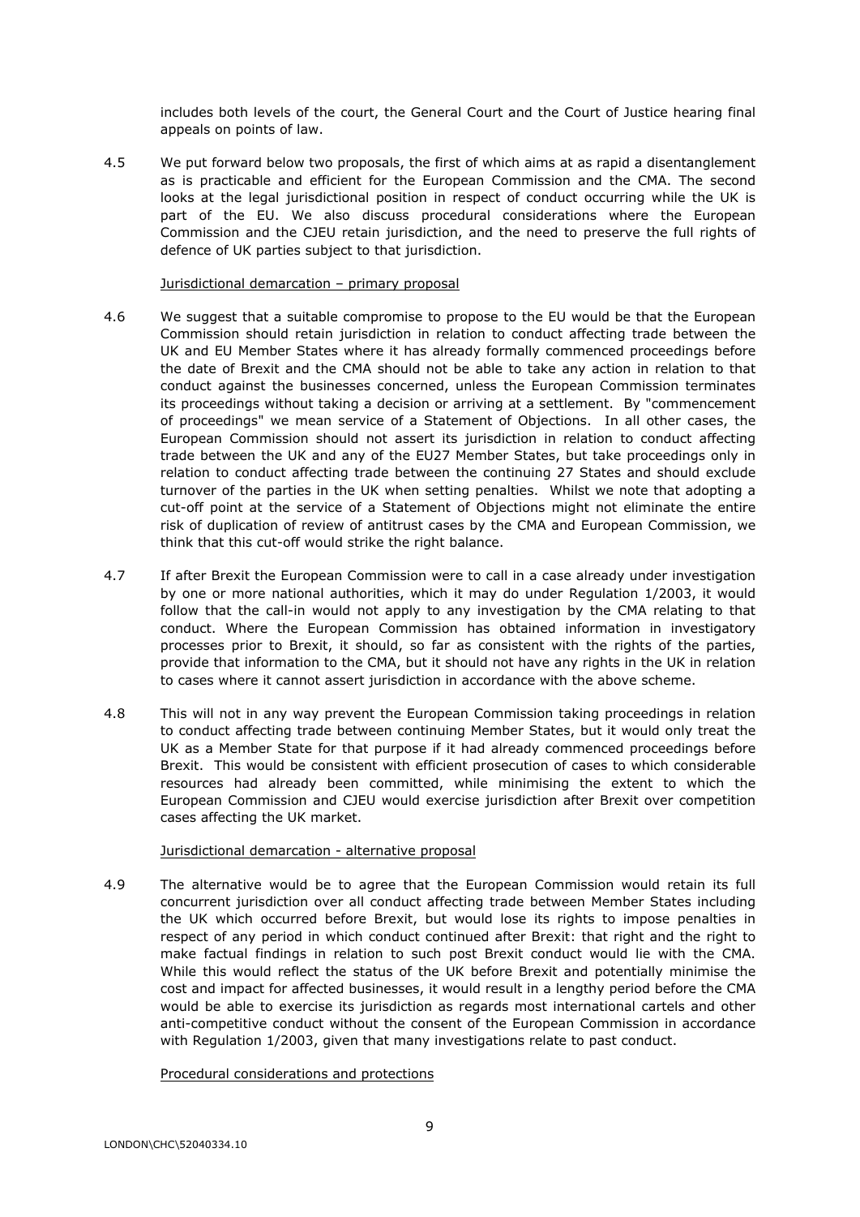includes both levels of the court, the General Court and the Court of Justice hearing final appeals on points of law.

4.5 We put forward below two proposals, the first of which aims at as rapid a disentanglement as is practicable and efficient for the European Commission and the CMA. The second looks at the legal jurisdictional position in respect of conduct occurring while the UK is part of the EU. We also discuss procedural considerations where the European Commission and the CJEU retain jurisdiction, and the need to preserve the full rights of defence of UK parties subject to that jurisdiction.

Jurisdictional demarcation – primary proposal

4.6 We suggest that a suitable compromise to propose to the EU would be that the European Commission should retain jurisdiction in relation to conduct affecting trade between the UK and EU Member States where it has already formally commenced proceedings before the date of Brexit and the CMA should not be able to take any action in relation to that conduct against the businesses concerned, unless the European Commission terminates its proceedings without taking a decision or arriving at a settlement. By "commencement of proceedings" we mean service of a Statement of Objections. In all other cases, the European Commission should not assert its jurisdiction in relation to conduct affecting trade between the UK and any of the EU27 Member States, but take proceedings only in relation to conduct affecting trade between the continuing 27 States and should exclude turnover of the parties in the UK when setting penalties. Whilst we note that adopting a cut-off point at the service of a Statement of Objections might not eliminate the entire risk of duplication of review of antitrust cases by the CMA and European Commission, we think that this cut-off would strike the right balance.

4.7 If after Brexit the European Commission were to call in a case already under investigation by one or more national authorities, which it may do under Regulation 1/2003, it would follow that the call-in would not apply to any investigation by the CMA relating to that conduct. Where the European Commission has obtained information in investigatory processes prior to Brexit, it should, so far as consistent with the rights of the parties, provide that information to the CMA, but it should not have any rights in the UK in relation to cases where it cannot assert jurisdiction in accordance with the above scheme.

4.8 This will not in any way prevent the European Commission taking proceedings in relation to conduct affecting trade between continuing Member States, but it would only treat the UK as a Member State for that purpose if it had already commenced proceedings before Brexit. This would be consistent with efficient prosecution of cases to which considerable resources had already been committed, while minimising the extent to which the European Commission and CJEU would exercise jurisdiction after Brexit over competition cases affecting the UK market.

Jurisdictional demarcation - alternative proposal

4.9 The alternative would be to agree that the European Commission would retain its full concurrent jurisdiction over all conduct affecting trade between Member States including the UK which occurred before Brexit, but would lose its rights to impose penalties in respect of any period in which conduct continued after Brexit: that right and the right to make factual findings in relation to such post Brexit conduct would lie with the CMA. While this would reflect the status of the UK before Brexit and potentially minimise the cost and impact for affected businesses, it would result in a lengthy period before the CMA would be able to exercise its jurisdiction as regards most international cartels and other anti-competitive conduct without the consent of the European Commission in accordance with Regulation 1/2003, given that many investigations relate to past conduct.

Procedural considerations and protections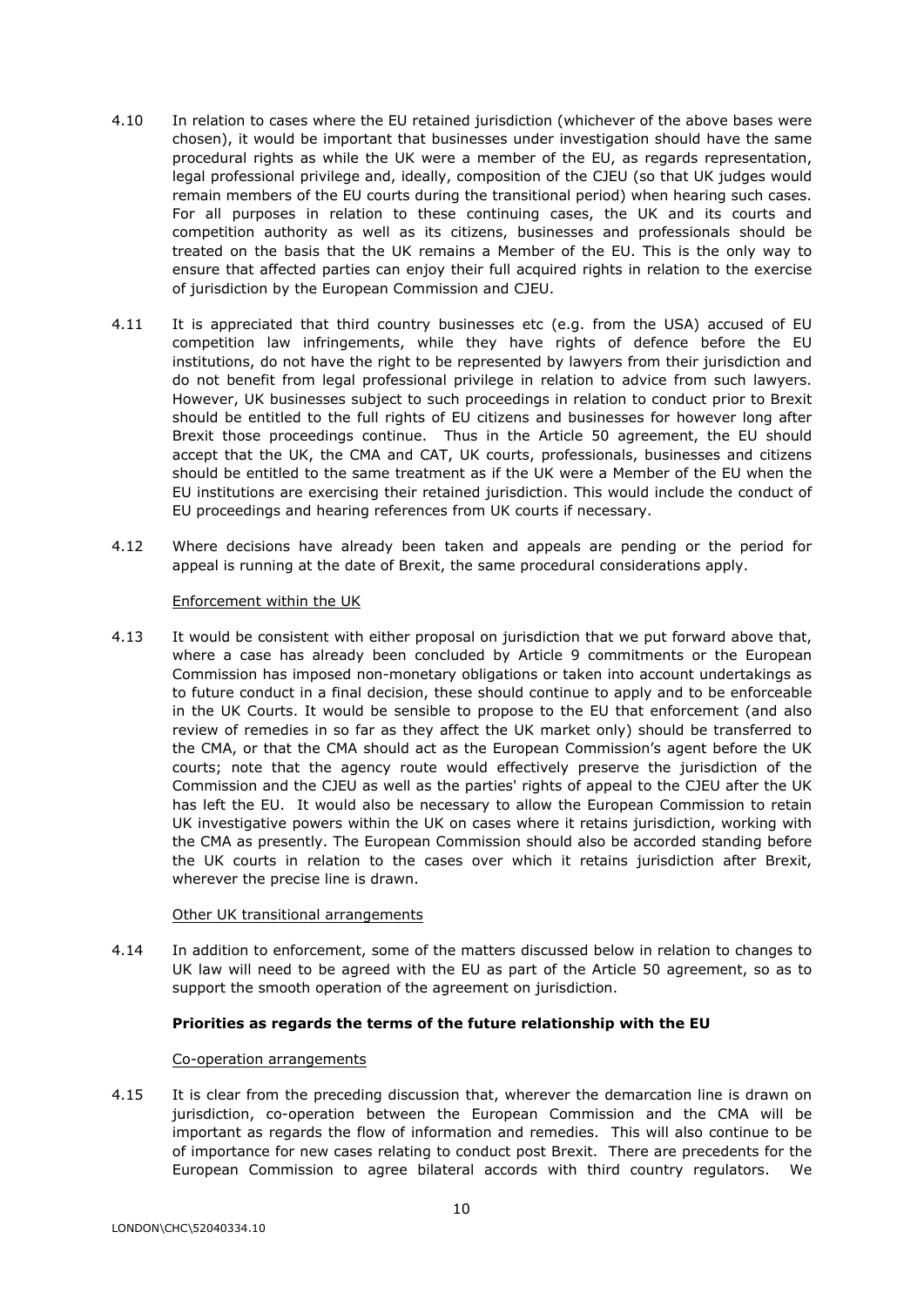4.10 In relation to cases where the EU retained jurisdiction (whichever of the above bases were chosen), it would be important that businesses under investigation should have the same procedural rights as while the UK were a member of the EU, as regards representation, legal professional privilege and, ideally, composition of the CJEU (so that UK judges would remain members of the EU courts during the transitional period) when hearing such cases. For all purposes in relation to these continuing cases, the UK and its courts and competition authority as well as its citizens, businesses and professionals should be treated on the basis that the UK remains a Member of the EU. This is the only way to ensure that affected parties can enjoy their full acquired rights in relation to the exercise of jurisdiction by the European Commission and CJEU.

4.11 It is appreciated that third country businesses etc (e.g. from the USA) accused of EU competition law infringements, while they have rights of defence before the EU institutions, do not have the right to be represented by lawyers from their jurisdiction and do not benefit from legal professional privilege in relation to advice from such lawyers. However, UK businesses subject to such proceedings in relation to conduct prior to Brexit should be entitled to the full rights of EU citizens and businesses for however long after Brexit those proceedings continue. Thus in the Article 50 agreement, the EU should accept that the UK, the CMA and CAT, UK courts, professionals, businesses and citizens should be entitled to the same treatment as if the UK were a Member of the EU when the EU institutions are exercising their retained jurisdiction. This would include the conduct of EU proceedings and hearing references from UK courts if necessary.

4.12 Where decisions have already been taken and appeals are pending or the period for appeal is running at the date of Brexit, the same procedural considerations apply.

Enforcement within the UK

4.13 It would be consistent with either proposal on jurisdiction that we put forward above that, where a case has already been concluded by Article 9 commitments or the European Commission has imposed non-monetary obligations or taken into account undertakings as to future conduct in a final decision, these should continue to apply and to be enforceable in the UK Courts. It would be sensible to propose to the EU that enforcement (and also review of remedies in so far as they affect the UK market only) should be transferred to the CMA, or that the CMA should act as the European Commission's agent before the UK courts; note that the agency route would effectively preserve the jurisdiction of the Commission and the CJEU as well as the parties' rights of appeal to the CJEU after the UK has left the EU. It would also be necessary to allow the European Commission to retain UK investigative powers within the UK on cases where it retains jurisdiction, working with the CMA as presently. The European Commission should also be accorded standing before the UK courts in relation to the cases over which it retains jurisdiction after Brexit, wherever the precise line is drawn.

Other UK transitional arrangements

4.14 In addition to enforcement, some of the matters discussed below in relation to changes to UK law will need to be agreed with the EU as part of the Article 50 agreement, so as to support the smooth operation of the agreement on jurisdiction.

**Priorities as regards the terms of the future relationship with the EU**

Co-operation arrangements

4.15 It is clear from the preceding discussion that, wherever the demarcation line is drawn on jurisdiction, co-operation between the European Commission and the CMA will be important as regards the flow of information and remedies. This will also continue to be of importance for new cases relating to conduct post Brexit. There are precedents for the European Commission to agree bilateral accords with third country regulators. We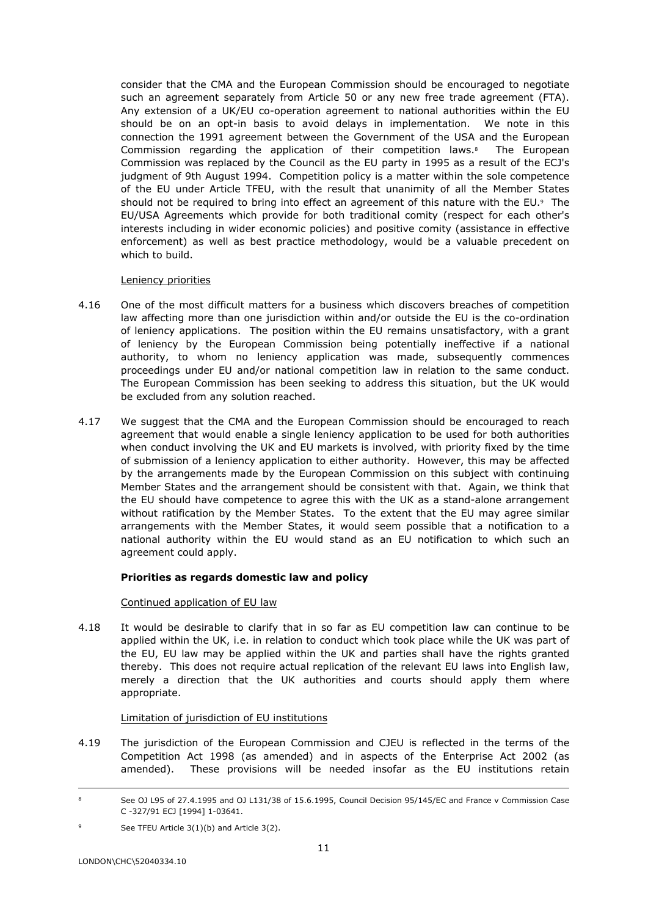consider that the CMA and the European Commission should be encouraged to negotiate such an agreement separately from Article 50 or any new free trade agreement (FTA). Any extension of a UK/EU co-operation agreement to national authorities within the EU should be on an opt-in basis to avoid delays in implementation. We note in this connection the 1991 agreement between the Government of the USA and the European Commission regarding the application of their competition laws.[8] The European Commission was replaced by the Council as the EU party in 1995 as a result of the ECJ's judgment of 9th August 1994. Competition policy is a matter within the sole competence of the EU under Article TFEU, with the result that unanimity of all the Member States should not be required to bring into effect an agreement of this nature with the EU.[9] The EU/USA Agreements which provide for both traditional comity (respect for each other's interests including in wider economic policies) and positive comity (assistance in effective enforcement) as well as best practice methodology, would be a valuable precedent on which to build.

Leniency priorities

4.16 One of the most difficult matters for a business which discovers breaches of competition law affecting more than one jurisdiction within and/or outside the EU is the co-ordination of leniency applications. The position within the EU remains unsatisfactory, with a grant of leniency by the European Commission being potentially ineffective if a national authority, to whom no leniency application was made, subsequently commences proceedings under EU and/or national competition law in relation to the same conduct. The European Commission has been seeking to address this situation, but the UK would be excluded from any solution reached.

4.17 We suggest that the CMA and the European Commission should be encouraged to reach agreement that would enable a single leniency application to be used for both authorities when conduct involving the UK and EU markets is involved, with priority fixed by the time of submission of a leniency application to either authority. However, this may be affected by the arrangements made by the European Commission on this subject with continuing Member States and the arrangement should be consistent with that. Again, we think that the EU should have competence to agree this with the UK as a stand-alone arrangement without ratification by the Member States. To the extent that the EU may agree similar arrangements with the Member States, it would seem possible that a notification to a national authority within the EU would stand as an EU notification to which such an agreement could apply.

**Priorities as regards domestic law and policy**

Continued application of EU law

4.18 It would be desirable to clarify that in so far as EU competition law can continue to be applied within the UK, i.e. in relation to conduct which took place while the UK was part of the EU, EU law may be applied within the UK and parties shall have the rights granted thereby. This does not require actual replication of the relevant EU laws into English law, merely a direction that the UK authorities and courts should apply them where appropriate.

Limitation of jurisdiction of EU institutions

4.19 The jurisdiction of the European Commission and CJEU is reflected in the terms of the Competition Act 1998 (as amended) and in aspects of the Enterprise Act 2002 (as amended). These provisions will be needed insofar as the EU institutions retain

---

[8] See OJ L95 of 27.4.1995 and OJ L131/38 of 15.6.1995, Council Decision 95/145/EC and France v Commission Case C -327/91 ECJ [1994] 1-03641.

[9] See TFEU Article 3(1)(b) and Article 3(2).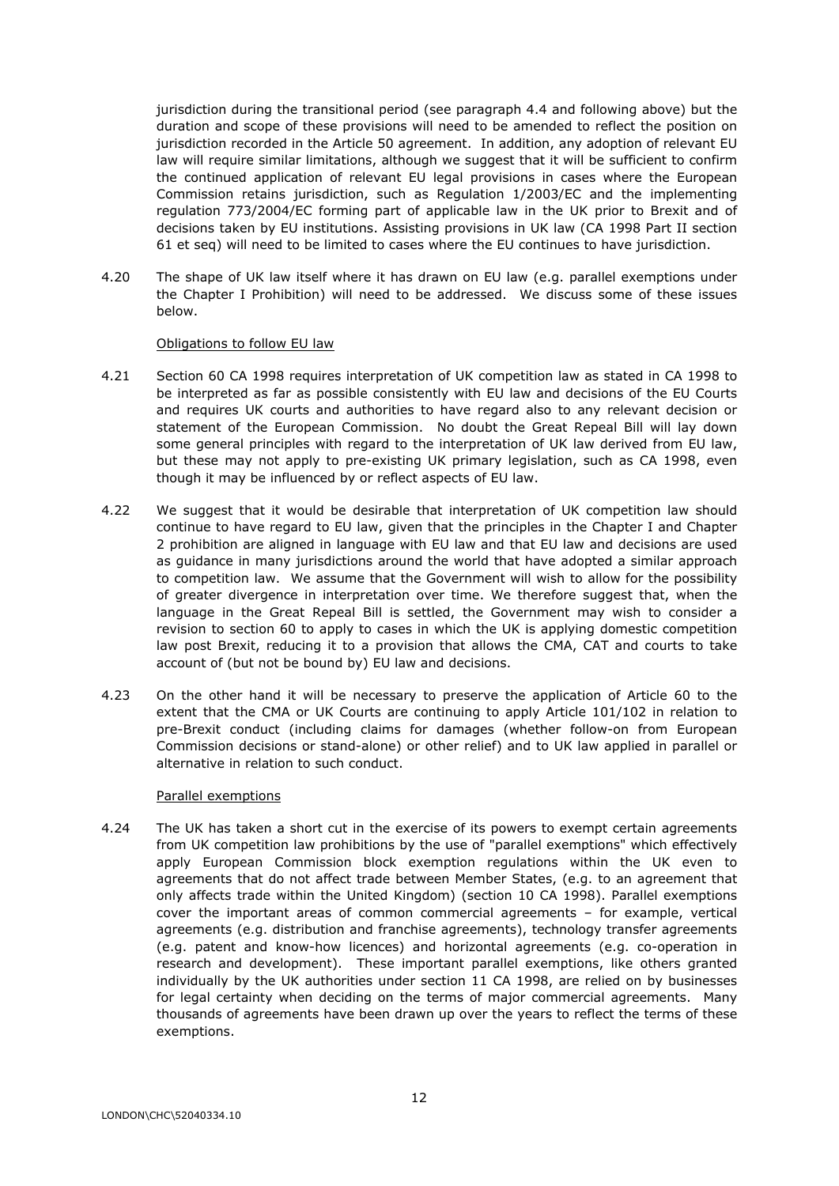jurisdiction during the transitional period (see paragraph 4.4 and following above) but the duration and scope of these provisions will need to be amended to reflect the position on jurisdiction recorded in the Article 50 agreement. In addition, any adoption of relevant EU law will require similar limitations, although we suggest that it will be sufficient to confirm the continued application of relevant EU legal provisions in cases where the European Commission retains jurisdiction, such as Regulation 1/2003/EC and the implementing regulation 773/2004/EC forming part of applicable law in the UK prior to Brexit and of decisions taken by EU institutions. Assisting provisions in UK law (CA 1998 Part II section 61 et seq) will need to be limited to cases where the EU continues to have jurisdiction.

4.20 The shape of UK law itself where it has drawn on EU law (e.g. parallel exemptions under the Chapter I Prohibition) will need to be addressed. We discuss some of these issues below.

<u>Obligations to follow EU law</u>

4.21 Section 60 CA 1998 requires interpretation of UK competition law as stated in CA 1998 to be interpreted as far as possible consistently with EU law and decisions of the EU Courts and requires UK courts and authorities to have regard also to any relevant decision or statement of the European Commission. No doubt the Great Repeal Bill will lay down some general principles with regard to the interpretation of UK law derived from EU law, but these may not apply to pre-existing UK primary legislation, such as CA 1998, even though it may be influenced by or reflect aspects of EU law.

4.22 We suggest that it would be desirable that interpretation of UK competition law should continue to have regard to EU law, given that the principles in the Chapter I and Chapter 2 prohibition are aligned in language with EU law and that EU law and decisions are used as guidance in many jurisdictions around the world that have adopted a similar approach to competition law. We assume that the Government will wish to allow for the possibility of greater divergence in interpretation over time. We therefore suggest that, when the language in the Great Repeal Bill is settled, the Government may wish to consider a revision to section 60 to apply to cases in which the UK is applying domestic competition law post Brexit, reducing it to a provision that allows the CMA, CAT and courts to take account of (but not be bound by) EU law and decisions.

4.23 On the other hand it will be necessary to preserve the application of Article 60 to the extent that the CMA or UK Courts are continuing to apply Article 101/102 in relation to pre-Brexit conduct (including claims for damages (whether follow-on from European Commission decisions or stand-alone) or other relief) and to UK law applied in parallel or alternative in relation to such conduct.

<u>Parallel exemptions</u>

4.24 The UK has taken a short cut in the exercise of its powers to exempt certain agreements from UK competition law prohibitions by the use of "parallel exemptions" which effectively apply European Commission block exemption regulations within the UK even to agreements that do not affect trade between Member States, (e.g. to an agreement that only affects trade within the United Kingdom) (section 10 CA 1998). Parallel exemptions cover the important areas of common commercial agreements – for example, vertical agreements (e.g. distribution and franchise agreements), technology transfer agreements (e.g. patent and know-how licences) and horizontal agreements (e.g. co-operation in research and development). These important parallel exemptions, like others granted individually by the UK authorities under section 11 CA 1998, are relied on by businesses for legal certainty when deciding on the terms of major commercial agreements. Many thousands of agreements have been drawn up over the years to reflect the terms of these exemptions.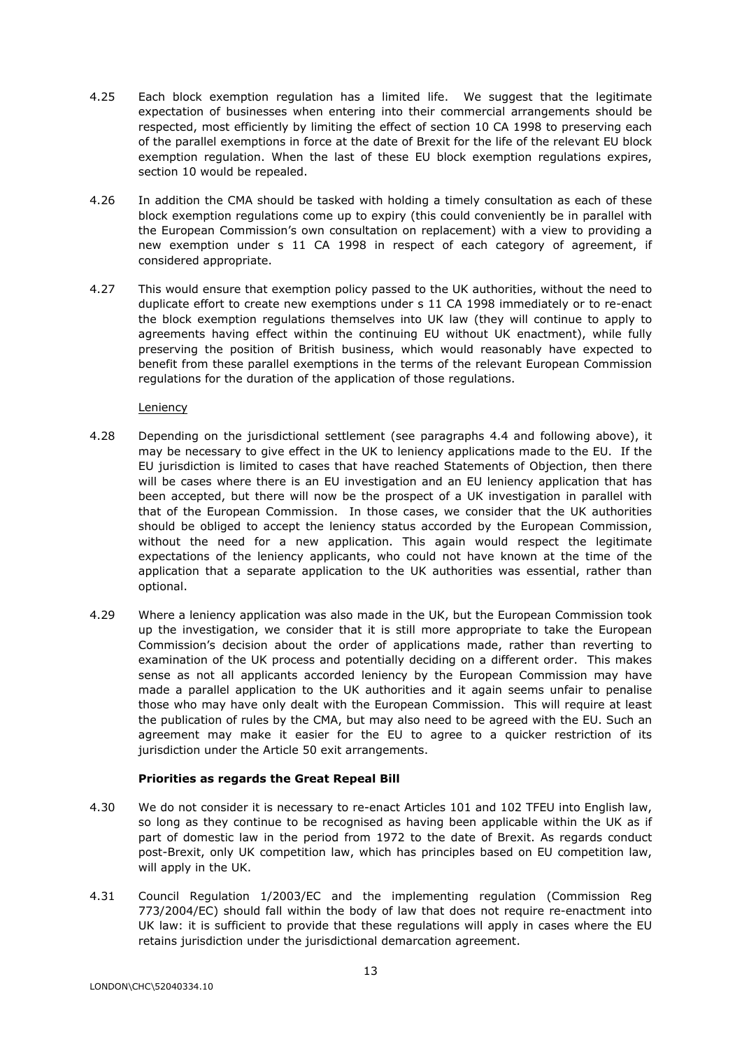4.25 Each block exemption regulation has a limited life. We suggest that the legitimate expectation of businesses when entering into their commercial arrangements should be respected, most efficiently by limiting the effect of section 10 CA 1998 to preserving each of the parallel exemptions in force at the date of Brexit for the life of the relevant EU block exemption regulation. When the last of these EU block exemption regulations expires, section 10 would be repealed.

4.26 In addition the CMA should be tasked with holding a timely consultation as each of these block exemption regulations come up to expiry (this could conveniently be in parallel with the European Commission's own consultation on replacement) with a view to providing a new exemption under s 11 CA 1998 in respect of each category of agreement, if considered appropriate.

4.27 This would ensure that exemption policy passed to the UK authorities, without the need to duplicate effort to create new exemptions under s 11 CA 1998 immediately or to re-enact the block exemption regulations themselves into UK law (they will continue to apply to agreements having effect within the continuing EU without UK enactment), while fully preserving the position of British business, which would reasonably have expected to benefit from these parallel exemptions in the terms of the relevant European Commission regulations for the duration of the application of those regulations.

Leniency

4.28 Depending on the jurisdictional settlement (see paragraphs 4.4 and following above), it may be necessary to give effect in the UK to leniency applications made to the EU. If the EU jurisdiction is limited to cases that have reached Statements of Objection, then there will be cases where there is an EU investigation and an EU leniency application that has been accepted, but there will now be the prospect of a UK investigation in parallel with that of the European Commission. In those cases, we consider that the UK authorities should be obliged to accept the leniency status accorded by the European Commission, without the need for a new application. This again would respect the legitimate expectations of the leniency applicants, who could not have known at the time of the application that a separate application to the UK authorities was essential, rather than optional.

4.29 Where a leniency application was also made in the UK, but the European Commission took up the investigation, we consider that it is still more appropriate to take the European Commission's decision about the order of applications made, rather than reverting to examination of the UK process and potentially deciding on a different order. This makes sense as not all applicants accorded leniency by the European Commission may have made a parallel application to the UK authorities and it again seems unfair to penalise those who may have only dealt with the European Commission. This will require at least the publication of rules by the CMA, but may also need to be agreed with the EU. Such an agreement may make it easier for the EU to agree to a quicker restriction of its jurisdiction under the Article 50 exit arrangements.

**Priorities as regards the Great Repeal Bill**

4.30 We do not consider it is necessary to re-enact Articles 101 and 102 TFEU into English law, so long as they continue to be recognised as having been applicable within the UK as if part of domestic law in the period from 1972 to the date of Brexit. As regards conduct post-Brexit, only UK competition law, which has principles based on EU competition law, will apply in the UK.

4.31 Council Regulation 1/2003/EC and the implementing regulation (Commission Reg 773/2004/EC) should fall within the body of law that does not require re-enactment into UK law: it is sufficient to provide that these regulations will apply in cases where the EU retains jurisdiction under the jurisdictional demarcation agreement.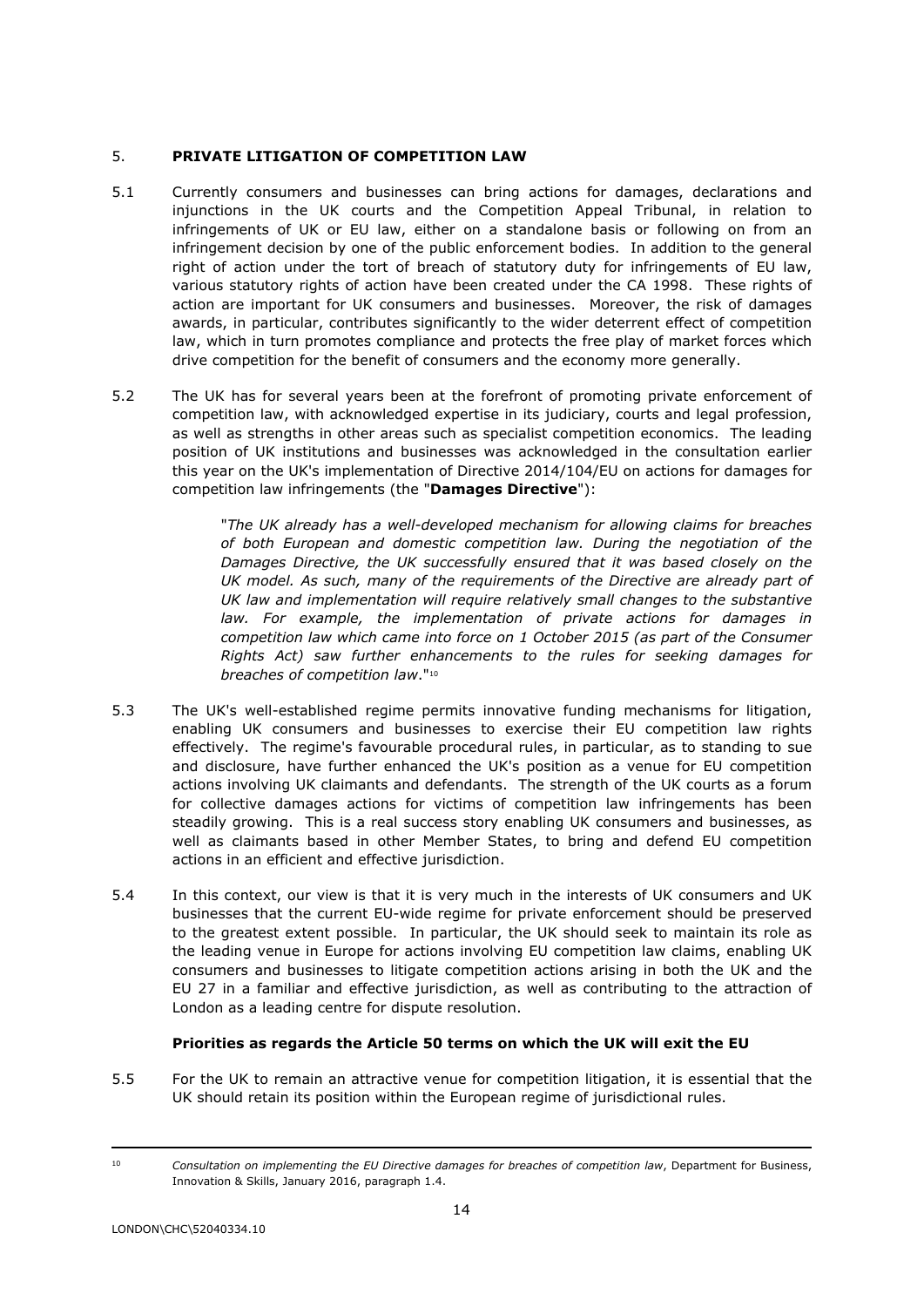## 5. PRIVATE LITIGATION OF COMPETITION LAW

5.1 Currently consumers and businesses can bring actions for damages, declarations and injunctions in the UK courts and the Competition Appeal Tribunal, in relation to infringements of UK or EU law, either on a standalone basis or following on from an infringement decision by one of the public enforcement bodies. In addition to the general right of action under the tort of breach of statutory duty for infringements of EU law, various statutory rights of action have been created under the CA 1998. These rights of action are important for UK consumers and businesses. Moreover, the risk of damages awards, in particular, contributes significantly to the wider deterrent effect of competition law, which in turn promotes compliance and protects the free play of market forces which drive competition for the benefit of consumers and the economy more generally.

5.2 The UK has for several years been at the forefront of promoting private enforcement of competition law, with acknowledged expertise in its judiciary, courts and legal profession, as well as strengths in other areas such as specialist competition economics. The leading position of UK institutions and businesses was acknowledged in the consultation earlier this year on the UK's implementation of Directive 2014/104/EU on actions for damages for competition law infringements (the "**Damages Directive**"):

> "*The UK already has a well-developed mechanism for allowing claims for breaches of both European and domestic competition law. During the negotiation of the Damages Directive, the UK successfully ensured that it was based closely on the UK model. As such, many of the requirements of the Directive are already part of UK law and implementation will require relatively small changes to the substantive law. For example, the implementation of private actions for damages in competition law which came into force on 1 October 2015 (as part of the Consumer Rights Act) saw further enhancements to the rules for seeking damages for breaches of competition law*."[10]

5.3 The UK's well-established regime permits innovative funding mechanisms for litigation, enabling UK consumers and businesses to exercise their EU competition law rights effectively. The regime's favourable procedural rules, in particular, as to standing to sue and disclosure, have further enhanced the UK's position as a venue for EU competition actions involving UK claimants and defendants. The strength of the UK courts as a forum for collective damages actions for victims of competition law infringements has been steadily growing. This is a real success story enabling UK consumers and businesses, as well as claimants based in other Member States, to bring and defend EU competition actions in an efficient and effective jurisdiction.

5.4 In this context, our view is that it is very much in the interests of UK consumers and UK businesses that the current EU-wide regime for private enforcement should be preserved to the greatest extent possible. In particular, the UK should seek to maintain its role as the leading venue in Europe for actions involving EU competition law claims, enabling UK consumers and businesses to litigate competition actions arising in both the UK and the EU 27 in a familiar and effective jurisdiction, as well as contributing to the attraction of London as a leading centre for dispute resolution.

### Priorities as regards the Article 50 terms on which the UK will exit the EU

5.5 For the UK to remain an attractive venue for competition litigation, it is essential that the UK should retain its position within the European regime of jurisdictional rules.

---

[10] *Consultation on implementing the EU Directive damages for breaches of competition law*, Department for Business, Innovation & Skills, January 2016, paragraph 1.4.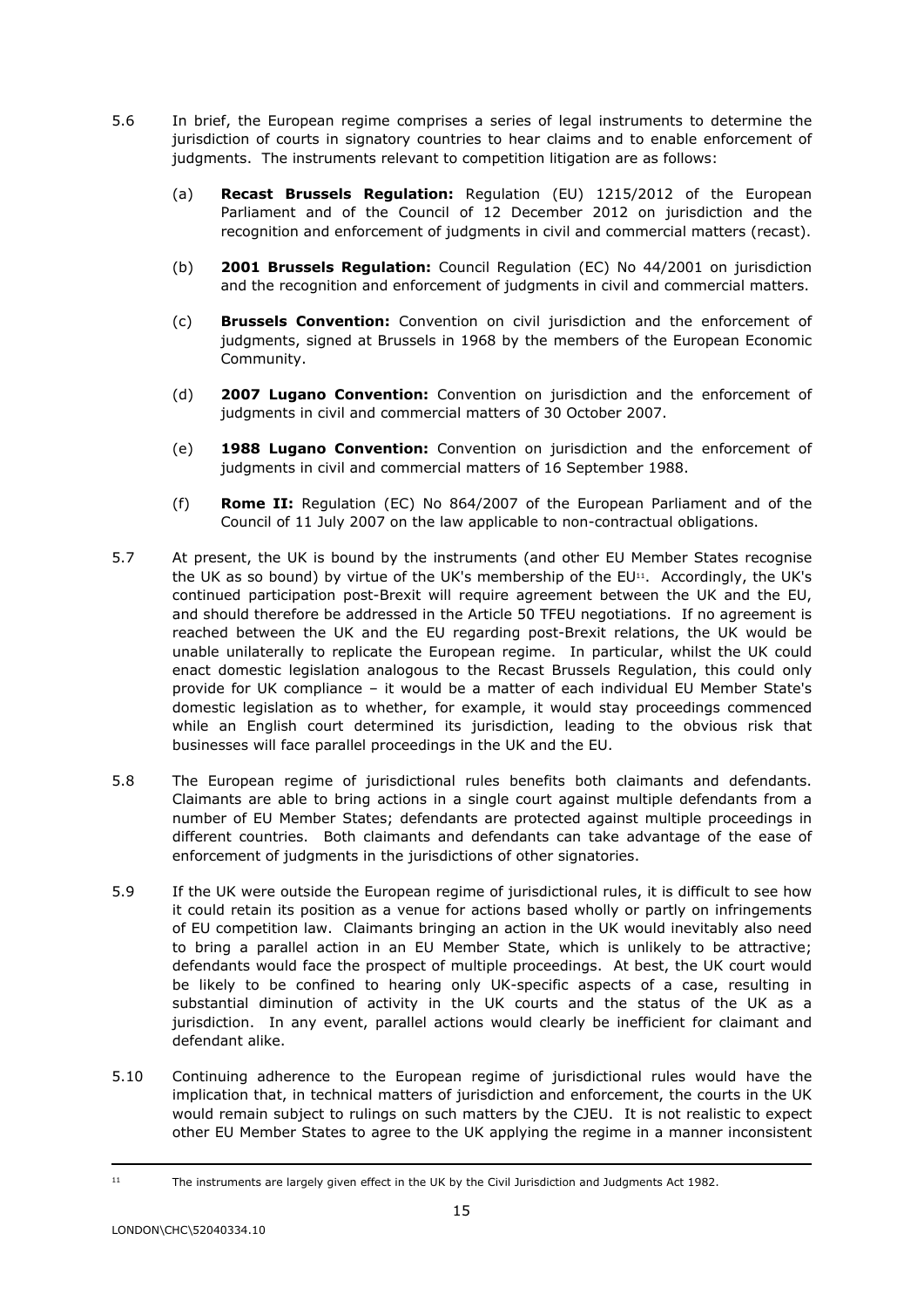5.6 In brief, the European regime comprises a series of legal instruments to determine the jurisdiction of courts in signatory countries to hear claims and to enable enforcement of judgments. The instruments relevant to competition litigation are as follows:

(a) **Recast Brussels Regulation:** Regulation (EU) 1215/2012 of the European Parliament and of the Council of 12 December 2012 on jurisdiction and the recognition and enforcement of judgments in civil and commercial matters (recast).

(b) **2001 Brussels Regulation:** Council Regulation (EC) No 44/2001 on jurisdiction and the recognition and enforcement of judgments in civil and commercial matters.

(c) **Brussels Convention:** Convention on civil jurisdiction and the enforcement of judgments, signed at Brussels in 1968 by the members of the European Economic Community.

(d) **2007 Lugano Convention:** Convention on jurisdiction and the enforcement of judgments in civil and commercial matters of 30 October 2007.

(e) **1988 Lugano Convention:** Convention on jurisdiction and the enforcement of judgments in civil and commercial matters of 16 September 1988.

(f) **Rome II:** Regulation (EC) No 864/2007 of the European Parliament and of the Council of 11 July 2007 on the law applicable to non-contractual obligations.

5.7 At present, the UK is bound by the instruments (and other EU Member States recognise the UK as so bound) by virtue of the UK's membership of the EU[11]. Accordingly, the UK's continued participation post-Brexit will require agreement between the UK and the EU, and should therefore be addressed in the Article 50 TFEU negotiations. If no agreement is reached between the UK and the EU regarding post-Brexit relations, the UK would be unable unilaterally to replicate the European regime. In particular, whilst the UK could enact domestic legislation analogous to the Recast Brussels Regulation, this could only provide for UK compliance – it would be a matter of each individual EU Member State's domestic legislation as to whether, for example, it would stay proceedings commenced while an English court determined its jurisdiction, leading to the obvious risk that businesses will face parallel proceedings in the UK and the EU.

5.8 The European regime of jurisdictional rules benefits both claimants and defendants. Claimants are able to bring actions in a single court against multiple defendants from a number of EU Member States; defendants are protected against multiple proceedings in different countries. Both claimants and defendants can take advantage of the ease of enforcement of judgments in the jurisdictions of other signatories.

5.9 If the UK were outside the European regime of jurisdictional rules, it is difficult to see how it could retain its position as a venue for actions based wholly or partly on infringements of EU competition law. Claimants bringing an action in the UK would inevitably also need to bring a parallel action in an EU Member State, which is unlikely to be attractive; defendants would face the prospect of multiple proceedings. At best, the UK court would be likely to be confined to hearing only UK-specific aspects of a case, resulting in substantial diminution of activity in the UK courts and the status of the UK as a jurisdiction. In any event, parallel actions would clearly be inefficient for claimant and defendant alike.

5.10 Continuing adherence to the European regime of jurisdictional rules would have the implication that, in technical matters of jurisdiction and enforcement, the courts in the UK would remain subject to rulings on such matters by the CJEU. It is not realistic to expect other EU Member States to agree to the UK applying the regime in a manner inconsistent

---

[11] The instruments are largely given effect in the UK by the Civil Jurisdiction and Judgments Act 1982.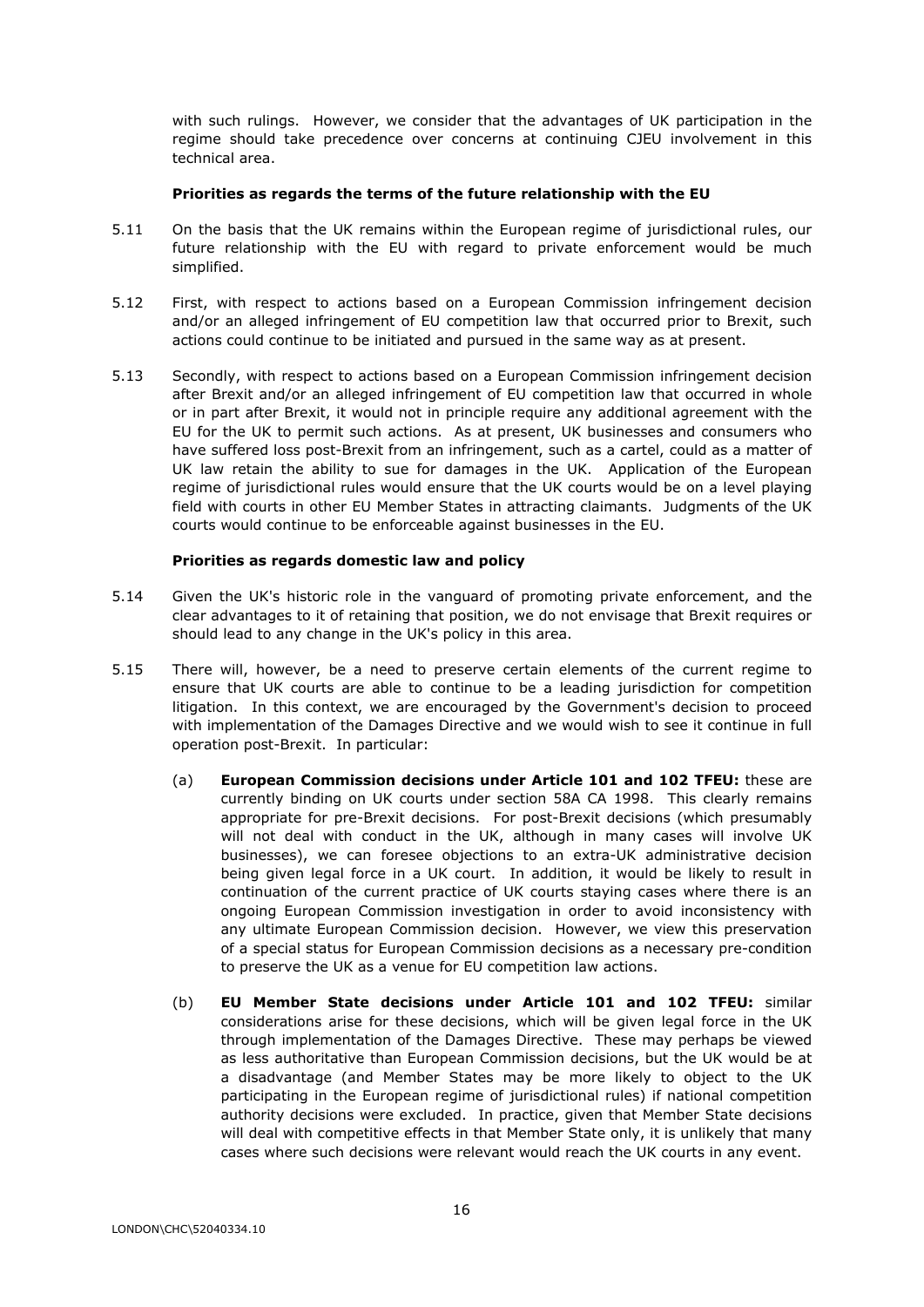with such rulings. However, we consider that the advantages of UK participation in the regime should take precedence over concerns at continuing CJEU involvement in this technical area.

**Priorities as regards the terms of the future relationship with the EU**

5.11 On the basis that the UK remains within the European regime of jurisdictional rules, our future relationship with the EU with regard to private enforcement would be much simplified.

5.12 First, with respect to actions based on a European Commission infringement decision and/or an alleged infringement of EU competition law that occurred prior to Brexit, such actions could continue to be initiated and pursued in the same way as at present.

5.13 Secondly, with respect to actions based on a European Commission infringement decision after Brexit and/or an alleged infringement of EU competition law that occurred in whole or in part after Brexit, it would not in principle require any additional agreement with the EU for the UK to permit such actions. As at present, UK businesses and consumers who have suffered loss post-Brexit from an infringement, such as a cartel, could as a matter of UK law retain the ability to sue for damages in the UK. Application of the European regime of jurisdictional rules would ensure that the UK courts would be on a level playing field with courts in other EU Member States in attracting claimants. Judgments of the UK courts would continue to be enforceable against businesses in the EU.

**Priorities as regards domestic law and policy**

5.14 Given the UK's historic role in the vanguard of promoting private enforcement, and the clear advantages to it of retaining that position, we do not envisage that Brexit requires or should lead to any change in the UK's policy in this area.

5.15 There will, however, be a need to preserve certain elements of the current regime to ensure that UK courts are able to continue to be a leading jurisdiction for competition litigation. In this context, we are encouraged by the Government's decision to proceed with implementation of the Damages Directive and we would wish to see it continue in full operation post-Brexit. In particular:

(a) **European Commission decisions under Article 101 and 102 TFEU:** these are currently binding on UK courts under section 58A CA 1998. This clearly remains appropriate for pre-Brexit decisions. For post-Brexit decisions (which presumably will not deal with conduct in the UK, although in many cases will involve UK businesses), we can foresee objections to an extra-UK administrative decision being given legal force in a UK court. In addition, it would be likely to result in continuation of the current practice of UK courts staying cases where there is an ongoing European Commission investigation in order to avoid inconsistency with any ultimate European Commission decision. However, we view this preservation of a special status for European Commission decisions as a necessary pre-condition to preserve the UK as a venue for EU competition law actions.

(b) **EU Member State decisions under Article 101 and 102 TFEU:** similar considerations arise for these decisions, which will be given legal force in the UK through implementation of the Damages Directive. These may perhaps be viewed as less authoritative than European Commission decisions, but the UK would be at a disadvantage (and Member States may be more likely to object to the UK participating in the European regime of jurisdictional rules) if national competition authority decisions were excluded. In practice, given that Member State decisions will deal with competitive effects in that Member State only, it is unlikely that many cases where such decisions were relevant would reach the UK courts in any event.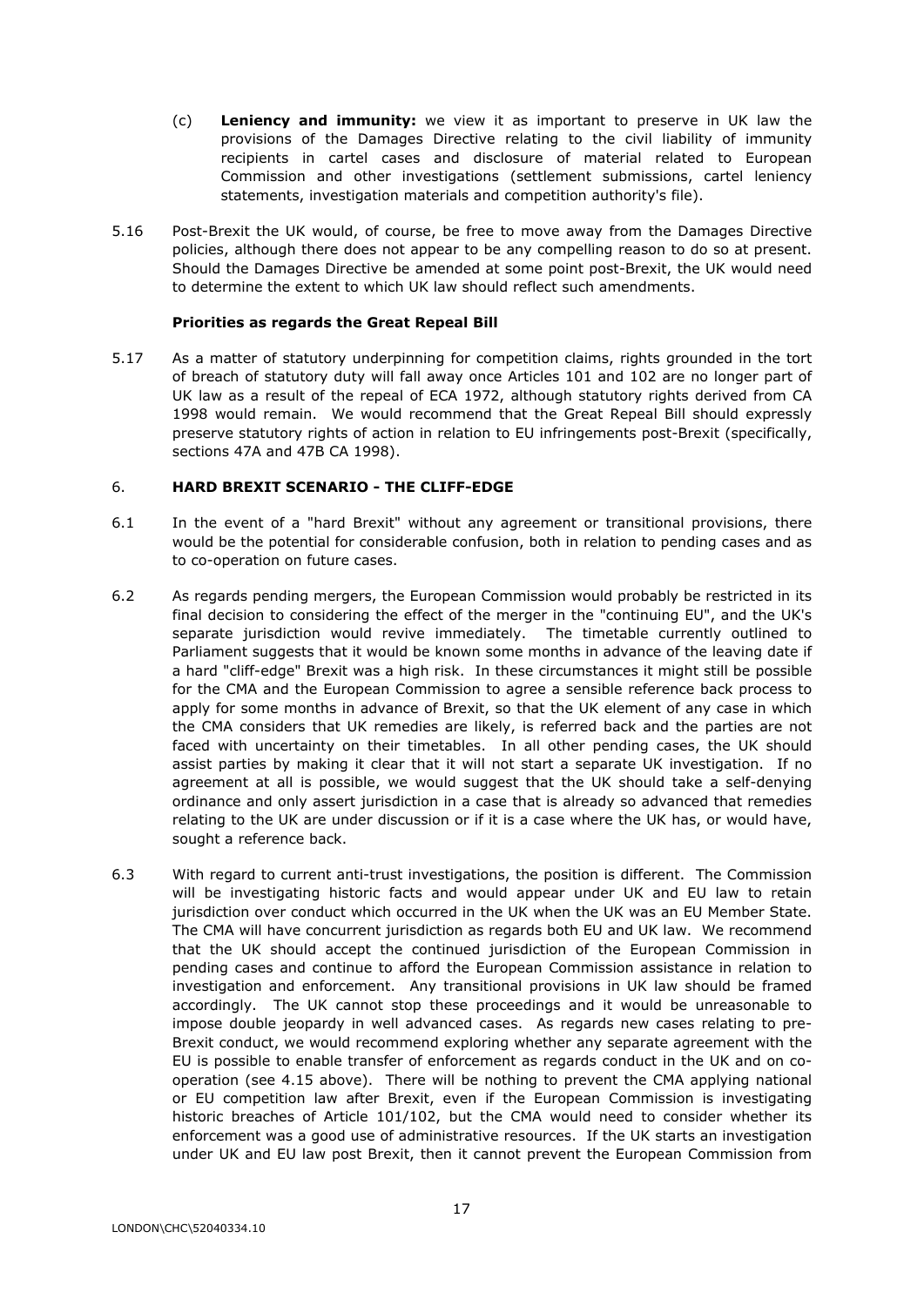(c) **Leniency and immunity:** we view it as important to preserve in UK law the provisions of the Damages Directive relating to the civil liability of immunity recipients in cartel cases and disclosure of material related to European Commission and other investigations (settlement submissions, cartel leniency statements, investigation materials and competition authority's file).

5.16 Post-Brexit the UK would, of course, be free to move away from the Damages Directive policies, although there does not appear to be any compelling reason to do so at present. Should the Damages Directive be amended at some point post-Brexit, the UK would need to determine the extent to which UK law should reflect such amendments.

**Priorities as regards the Great Repeal Bill**

5.17 As a matter of statutory underpinning for competition claims, rights grounded in the tort of breach of statutory duty will fall away once Articles 101 and 102 are no longer part of UK law as a result of the repeal of ECA 1972, although statutory rights derived from CA 1998 would remain. We would recommend that the Great Repeal Bill should expressly preserve statutory rights of action in relation to EU infringements post-Brexit (specifically, sections 47A and 47B CA 1998).

## 6. HARD BREXIT SCENARIO - THE CLIFF-EDGE

6.1 In the event of a "hard Brexit" without any agreement or transitional provisions, there would be the potential for considerable confusion, both in relation to pending cases and as to co-operation on future cases.

6.2 As regards pending mergers, the European Commission would probably be restricted in its final decision to considering the effect of the merger in the "continuing EU", and the UK's separate jurisdiction would revive immediately. The timetable currently outlined to Parliament suggests that it would be known some months in advance of the leaving date if a hard "cliff-edge" Brexit was a high risk. In these circumstances it might still be possible for the CMA and the European Commission to agree a sensible reference back process to apply for some months in advance of Brexit, so that the UK element of any case in which the CMA considers that UK remedies are likely, is referred back and the parties are not faced with uncertainty on their timetables. In all other pending cases, the UK should assist parties by making it clear that it will not start a separate UK investigation. If no agreement at all is possible, we would suggest that the UK should take a self-denying ordinance and only assert jurisdiction in a case that is already so advanced that remedies relating to the UK are under discussion or if it is a case where the UK has, or would have, sought a reference back.

6.3 With regard to current anti-trust investigations, the position is different. The Commission will be investigating historic facts and would appear under UK and EU law to retain jurisdiction over conduct which occurred in the UK when the UK was an EU Member State. The CMA will have concurrent jurisdiction as regards both EU and UK law. We recommend that the UK should accept the continued jurisdiction of the European Commission in pending cases and continue to afford the European Commission assistance in relation to investigation and enforcement. Any transitional provisions in UK law should be framed accordingly. The UK cannot stop these proceedings and it would be unreasonable to impose double jeopardy in well advanced cases. As regards new cases relating to pre-Brexit conduct, we would recommend exploring whether any separate agreement with the EU is possible to enable transfer of enforcement as regards conduct in the UK and on co-operation (see 4.15 above). There will be nothing to prevent the CMA applying national or EU competition law after Brexit, even if the European Commission is investigating historic breaches of Article 101/102, but the CMA would need to consider whether its enforcement was a good use of administrative resources. If the UK starts an investigation under UK and EU law post Brexit, then it cannot prevent the European Commission from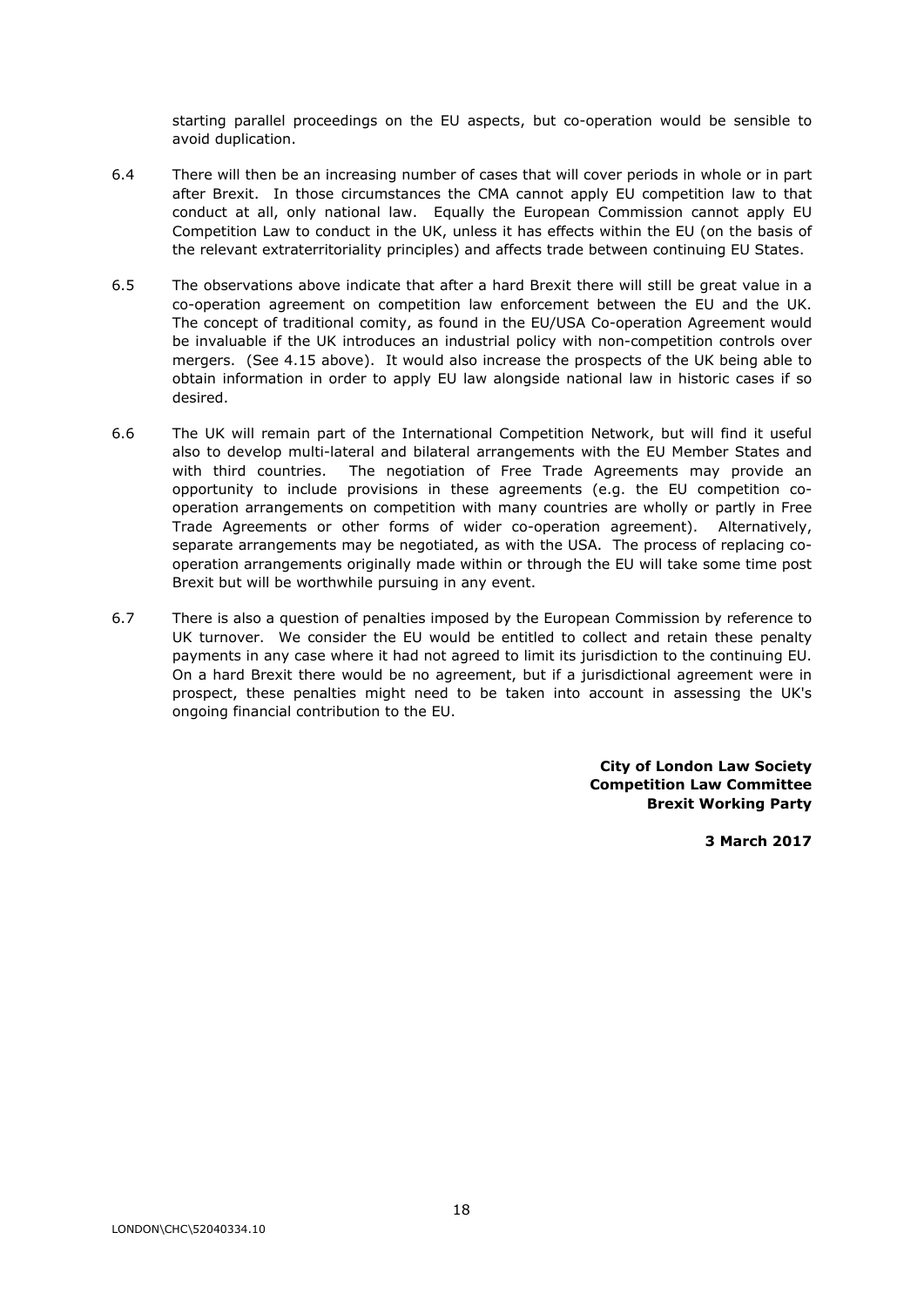starting parallel proceedings on the EU aspects, but co-operation would be sensible to avoid duplication.

6.4 There will then be an increasing number of cases that will cover periods in whole or in part after Brexit. In those circumstances the CMA cannot apply EU competition law to that conduct at all, only national law. Equally the European Commission cannot apply EU Competition Law to conduct in the UK, unless it has effects within the EU (on the basis of the relevant extraterritoriality principles) and affects trade between continuing EU States.

6.5 The observations above indicate that after a hard Brexit there will still be great value in a co-operation agreement on competition law enforcement between the EU and the UK. The concept of traditional comity, as found in the EU/USA Co-operation Agreement would be invaluable if the UK introduces an industrial policy with non-competition controls over mergers. (See 4.15 above). It would also increase the prospects of the UK being able to obtain information in order to apply EU law alongside national law in historic cases if so desired.

6.6 The UK will remain part of the International Competition Network, but will find it useful also to develop multi-lateral and bilateral arrangements with the EU Member States and with third countries. The negotiation of Free Trade Agreements may provide an opportunity to include provisions in these agreements (e.g. the EU competition co-operation arrangements on competition with many countries are wholly or partly in Free Trade Agreements or other forms of wider co-operation agreement). Alternatively, separate arrangements may be negotiated, as with the USA. The process of replacing co-operation arrangements originally made within or through the EU will take some time post Brexit but will be worthwhile pursuing in any event.

6.7 There is also a question of penalties imposed by the European Commission by reference to UK turnover. We consider the EU would be entitled to collect and retain these penalty payments in any case where it had not agreed to limit its jurisdiction to the continuing EU. On a hard Brexit there would be no agreement, but if a jurisdictional agreement were in prospect, these penalties might need to be taken into account in assessing the UK's ongoing financial contribution to the EU.

**City of London Law Society**
**Competition Law Committee**
**Brexit Working Party**

**3 March 2017**

LONDON\CHC\52040334.10